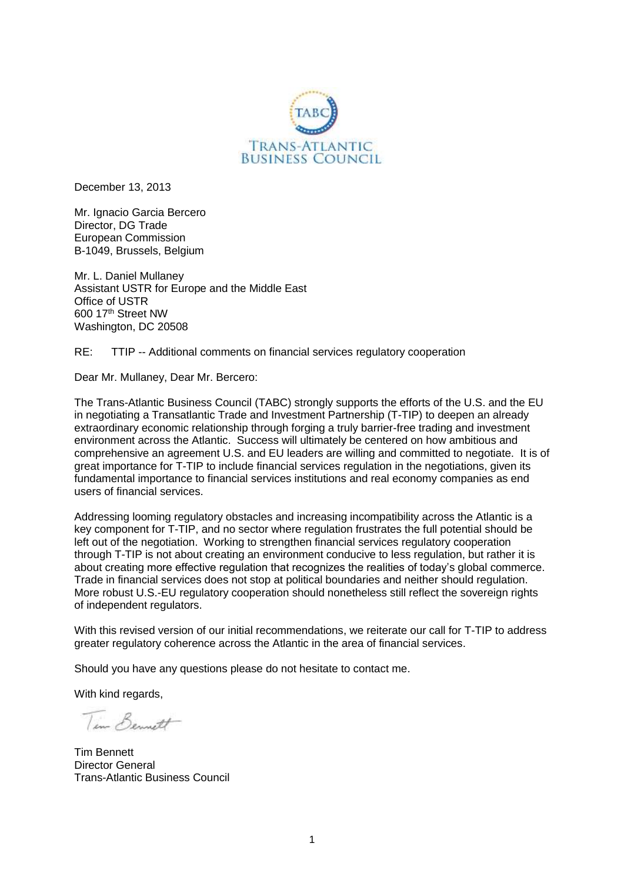TABC
TRANS-ATLANTIC
BUSINESS COUNCIL

December 13, 2013

Mr. Ignacio Garcia Bercero
Director, DG Trade
European Commission
B-1049, Brussels, Belgium

Mr. L. Daniel Mullaney
Assistant USTR for Europe and the Middle East
Office of USTR
600 17th Street NW
Washington, DC 20508

RE: TTIP -- Additional comments on financial services regulatory cooperation

Dear Mr. Mullaney, Dear Mr. Bercero:

The Trans-Atlantic Business Council (TABC) strongly supports the efforts of the U.S. and the EU in negotiating a Transatlantic Trade and Investment Partnership (T-TIP) to deepen an already extraordinary economic relationship through forging a truly barrier-free trading and investment environment across the Atlantic. Success will ultimately be centered on how ambitious and comprehensive an agreement U.S. and EU leaders are willing and committed to negotiate. It is of great importance for T-TIP to include financial services regulation in the negotiations, given its fundamental importance to financial services institutions and real economy companies as end users of financial services.

Addressing looming regulatory obstacles and increasing incompatibility across the Atlantic is a key component for T-TIP, and no sector where regulation frustrates the full potential should be left out of the negotiation. Working to strengthen financial services regulatory cooperation through T-TIP is not about creating an environment conducive to less regulation, but rather it is about creating more effective regulation that recognizes the realities of today's global commerce. Trade in financial services does not stop at political boundaries and neither should regulation. More robust U.S.-EU regulatory cooperation should nonetheless still reflect the sovereign rights of independent regulators.

With this revised version of our initial recommendations, we reiterate our call for T-TIP to address greater regulatory coherence across the Atlantic in the area of financial services.

Should you have any questions please do not hesitate to contact me.

With kind regards,

Tim Bennett

Tim Bennett
Director General
Trans-Atlantic Business Council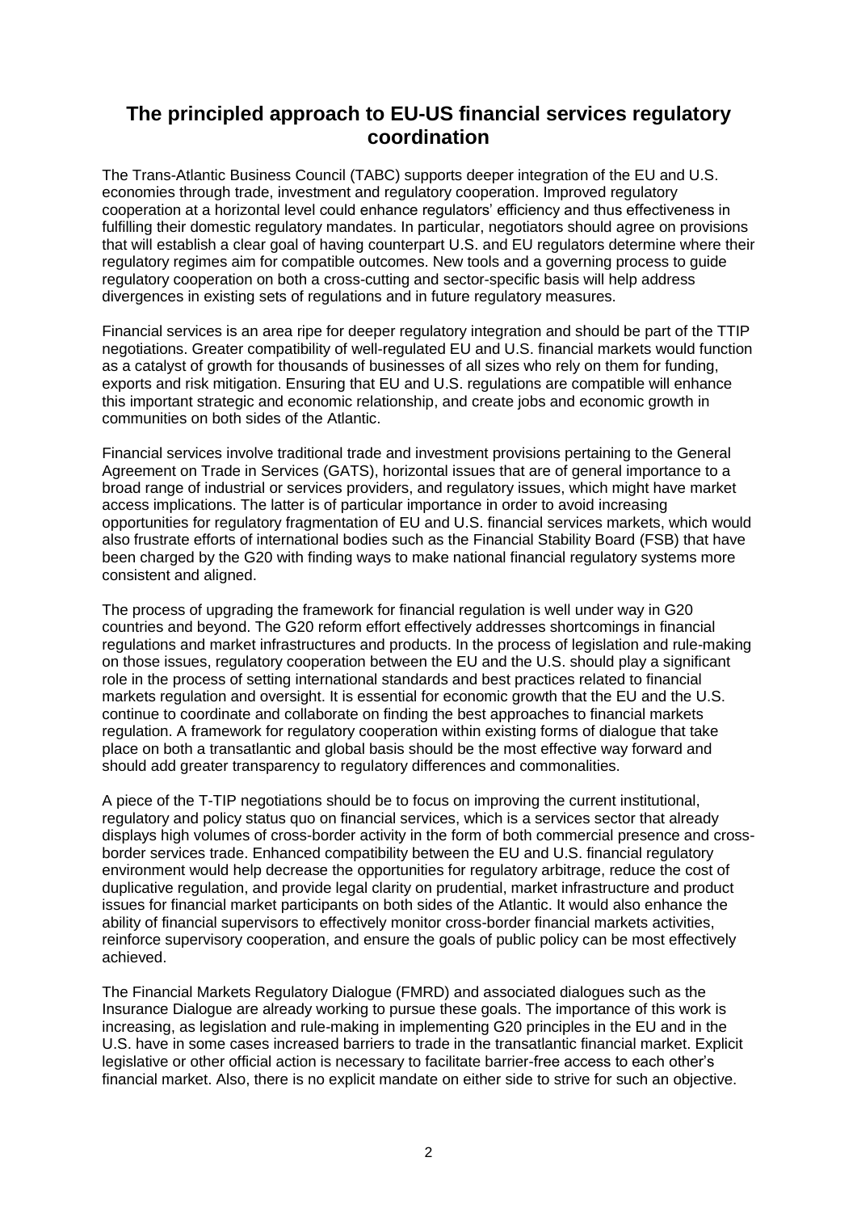## The principled approach to EU-US financial services regulatory coordination

The Trans-Atlantic Business Council (TABC) supports deeper integration of the EU and U.S. economies through trade, investment and regulatory cooperation. Improved regulatory cooperation at a horizontal level could enhance regulators' efficiency and thus effectiveness in fulfilling their domestic regulatory mandates. In particular, negotiators should agree on provisions that will establish a clear goal of having counterpart U.S. and EU regulators determine where their regulatory regimes aim for compatible outcomes. New tools and a governing process to guide regulatory cooperation on both a cross-cutting and sector-specific basis will help address divergences in existing sets of regulations and in future regulatory measures.

Financial services is an area ripe for deeper regulatory integration and should be part of the TTIP negotiations. Greater compatibility of well-regulated EU and U.S. financial markets would function as a catalyst of growth for thousands of businesses of all sizes who rely on them for funding, exports and risk mitigation. Ensuring that EU and U.S. regulations are compatible will enhance this important strategic and economic relationship, and create jobs and economic growth in communities on both sides of the Atlantic.

Financial services involve traditional trade and investment provisions pertaining to the General Agreement on Trade in Services (GATS), horizontal issues that are of general importance to a broad range of industrial or services providers, and regulatory issues, which might have market access implications. The latter is of particular importance in order to avoid increasing opportunities for regulatory fragmentation of EU and U.S. financial services markets, which would also frustrate efforts of international bodies such as the Financial Stability Board (FSB) that have been charged by the G20 with finding ways to make national financial regulatory systems more consistent and aligned.

The process of upgrading the framework for financial regulation is well under way in G20 countries and beyond. The G20 reform effort effectively addresses shortcomings in financial regulations and market infrastructures and products. In the process of legislation and rule-making on those issues, regulatory cooperation between the EU and the U.S. should play a significant role in the process of setting international standards and best practices related to financial markets regulation and oversight. It is essential for economic growth that the EU and the U.S. continue to coordinate and collaborate on finding the best approaches to financial markets regulation. A framework for regulatory cooperation within existing forms of dialogue that take place on both a transatlantic and global basis should be the most effective way forward and should add greater transparency to regulatory differences and commonalities.

A piece of the T-TIP negotiations should be to focus on improving the current institutional, regulatory and policy status quo on financial services, which is a services sector that already displays high volumes of cross-border activity in the form of both commercial presence and cross-border services trade. Enhanced compatibility between the EU and U.S. financial regulatory environment would help decrease the opportunities for regulatory arbitrage, reduce the cost of duplicative regulation, and provide legal clarity on prudential, market infrastructure and product issues for financial market participants on both sides of the Atlantic. It would also enhance the ability of financial supervisors to effectively monitor cross-border financial markets activities, reinforce supervisory cooperation, and ensure the goals of public policy can be most effectively achieved.

The Financial Markets Regulatory Dialogue (FMRD) and associated dialogues such as the Insurance Dialogue are already working to pursue these goals. The importance of this work is increasing, as legislation and rule-making in implementing G20 principles in the EU and in the U.S. have in some cases increased barriers to trade in the transatlantic financial market. Explicit legislative or other official action is necessary to facilitate barrier-free access to each other's financial market. Also, there is no explicit mandate on either side to strive for such an objective.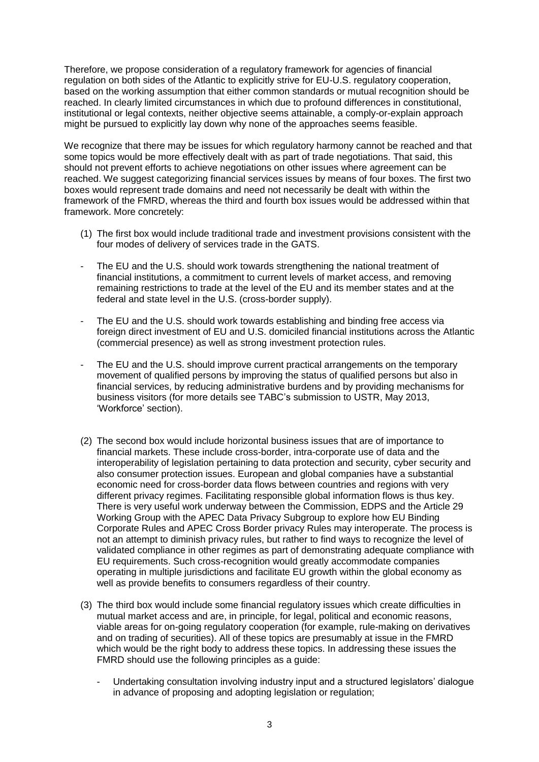Therefore, we propose consideration of a regulatory framework for agencies of financial regulation on both sides of the Atlantic to explicitly strive for EU-U.S. regulatory cooperation, based on the working assumption that either common standards or mutual recognition should be reached. In clearly limited circumstances in which due to profound differences in constitutional, institutional or legal contexts, neither objective seems attainable, a comply-or-explain approach might be pursued to explicitly lay down why none of the approaches seems feasible.

We recognize that there may be issues for which regulatory harmony cannot be reached and that some topics would be more effectively dealt with as part of trade negotiations. That said, this should not prevent efforts to achieve negotiations on other issues where agreement can be reached. We suggest categorizing financial services issues by means of four boxes. The first two boxes would represent trade domains and need not necessarily be dealt with within the framework of the FMRD, whereas the third and fourth box issues would be addressed within that framework. More concretely:

(1) The first box would include traditional trade and investment provisions consistent with the four modes of delivery of services trade in the GATS.

- The EU and the U.S. should work towards strengthening the national treatment of financial institutions, a commitment to current levels of market access, and removing remaining restrictions to trade at the level of the EU and its member states and at the federal and state level in the U.S. (cross-border supply).
- The EU and the U.S. should work towards establishing and binding free access via foreign direct investment of EU and U.S. domiciled financial institutions across the Atlantic (commercial presence) as well as strong investment protection rules.
- The EU and the U.S. should improve current practical arrangements on the temporary movement of qualified persons by improving the status of qualified persons but also in financial services, by reducing administrative burdens and by providing mechanisms for business visitors (for more details see TABC's submission to USTR, May 2013, 'Workforce' section).

(2) The second box would include horizontal business issues that are of importance to financial markets. These include cross-border, intra-corporate use of data and the interoperability of legislation pertaining to data protection and security, cyber security and also consumer protection issues. European and global companies have a substantial economic need for cross-border data flows between countries and regions with very different privacy regimes. Facilitating responsible global information flows is thus key. There is very useful work underway between the Commission, EDPS and the Article 29 Working Group with the APEC Data Privacy Subgroup to explore how EU Binding Corporate Rules and APEC Cross Border privacy Rules may interoperate. The process is not an attempt to diminish privacy rules, but rather to find ways to recognize the level of validated compliance in other regimes as part of demonstrating adequate compliance with EU requirements. Such cross-recognition would greatly accommodate companies operating in multiple jurisdictions and facilitate EU growth within the global economy as well as provide benefits to consumers regardless of their country.

(3) The third box would include some financial regulatory issues which create difficulties in mutual market access and are, in principle, for legal, political and economic reasons, viable areas for on-going regulatory cooperation (for example, rule-making on derivatives and on trading of securities). All of these topics are presumably at issue in the FMRD which would be the right body to address these topics. In addressing these issues the FMRD should use the following principles as a guide:

- Undertaking consultation involving industry input and a structured legislators' dialogue in advance of proposing and adopting legislation or regulation;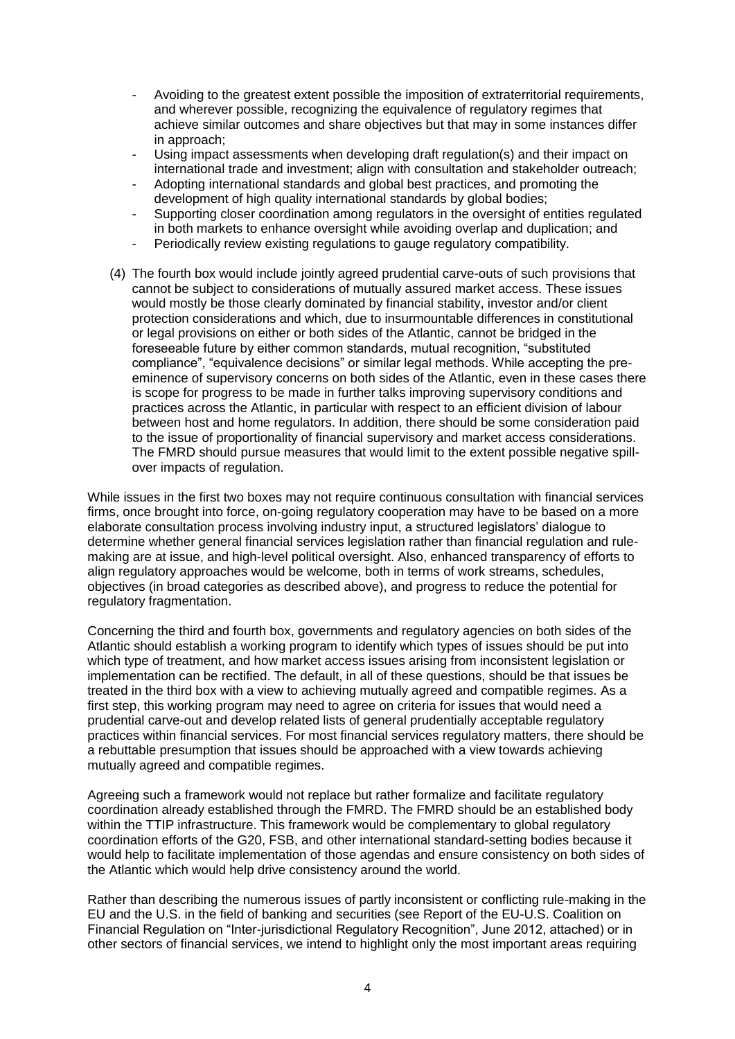- Avoiding to the greatest extent possible the imposition of extraterritorial requirements, and wherever possible, recognizing the equivalence of regulatory regimes that achieve similar outcomes and share objectives but that may in some instances differ in approach;
- Using impact assessments when developing draft regulation(s) and their impact on international trade and investment; align with consultation and stakeholder outreach;
- Adopting international standards and global best practices, and promoting the development of high quality international standards by global bodies;
- Supporting closer coordination among regulators in the oversight of entities regulated in both markets to enhance oversight while avoiding overlap and duplication; and
- Periodically review existing regulations to gauge regulatory compatibility.

(4) The fourth box would include jointly agreed prudential carve-outs of such provisions that cannot be subject to considerations of mutually assured market access. These issues would mostly be those clearly dominated by financial stability, investor and/or client protection considerations and which, due to insurmountable differences in constitutional or legal provisions on either or both sides of the Atlantic, cannot be bridged in the foreseeable future by either common standards, mutual recognition, "substituted compliance", "equivalence decisions" or similar legal methods. While accepting the pre-eminence of supervisory concerns on both sides of the Atlantic, even in these cases there is scope for progress to be made in further talks improving supervisory conditions and practices across the Atlantic, in particular with respect to an efficient division of labour between host and home regulators. In addition, there should be some consideration paid to the issue of proportionality of financial supervisory and market access considerations. The FMRD should pursue measures that would limit to the extent possible negative spill-over impacts of regulation.

While issues in the first two boxes may not require continuous consultation with financial services firms, once brought into force, on-going regulatory cooperation may have to be based on a more elaborate consultation process involving industry input, a structured legislators' dialogue to determine whether general financial services legislation rather than financial regulation and rule-making are at issue, and high-level political oversight. Also, enhanced transparency of efforts to align regulatory approaches would be welcome, both in terms of work streams, schedules, objectives (in broad categories as described above), and progress to reduce the potential for regulatory fragmentation.

Concerning the third and fourth box, governments and regulatory agencies on both sides of the Atlantic should establish a working program to identify which types of issues should be put into which type of treatment, and how market access issues arising from inconsistent legislation or implementation can be rectified. The default, in all of these questions, should be that issues be treated in the third box with a view to achieving mutually agreed and compatible regimes. As a first step, this working program may need to agree on criteria for issues that would need a prudential carve-out and develop related lists of general prudentially acceptable regulatory practices within financial services. For most financial services regulatory matters, there should be a rebuttable presumption that issues should be approached with a view towards achieving mutually agreed and compatible regimes.

Agreeing such a framework would not replace but rather formalize and facilitate regulatory coordination already established through the FMRD. The FMRD should be an established body within the TTIP infrastructure. This framework would be complementary to global regulatory coordination efforts of the G20, FSB, and other international standard-setting bodies because it would help to facilitate implementation of those agendas and ensure consistency on both sides of the Atlantic which would help drive consistency around the world.

Rather than describing the numerous issues of partly inconsistent or conflicting rule-making in the EU and the U.S. in the field of banking and securities (see Report of the EU-U.S. Coalition on Financial Regulation on "Inter-jurisdictional Regulatory Recognition", June 2012, attached) or in other sectors of financial services, we intend to highlight only the most important areas requiring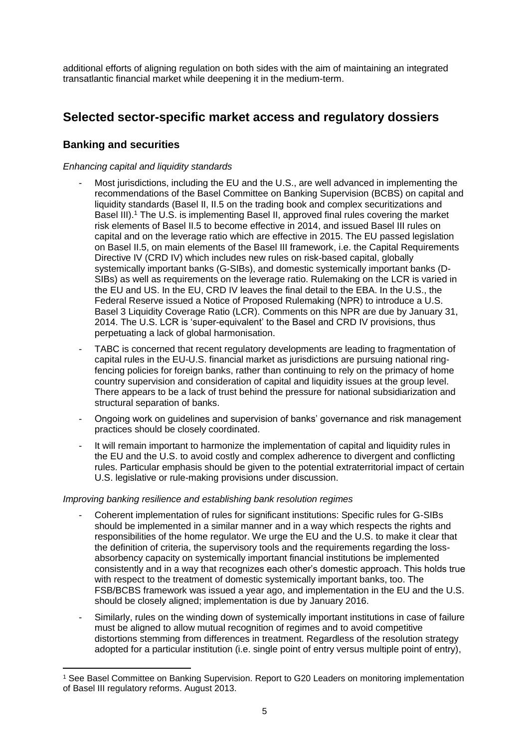additional efforts of aligning regulation on both sides with the aim of maintaining an integrated transatlantic financial market while deepening it in the medium-term.

## Selected sector-specific market access and regulatory dossiers

### Banking and securities

*Enhancing capital and liquidity standards*

- Most jurisdictions, including the EU and the U.S., are well advanced in implementing the recommendations of the Basel Committee on Banking Supervision (BCBS) on capital and liquidity standards (Basel II, II.5 on the trading book and complex securitizations and Basel III).[1] The U.S. is implementing Basel II, approved final rules covering the market risk elements of Basel II.5 to become effective in 2014, and issued Basel III rules on capital and on the leverage ratio which are effective in 2015. The EU passed legislation on Basel II.5, on main elements of the Basel III framework, i.e. the Capital Requirements Directive IV (CRD IV) which includes new rules on risk-based capital, globally systemically important banks (G-SIBs), and domestic systemically important banks (D-SIBs) as well as requirements on the leverage ratio. Rulemaking on the LCR is varied in the EU and US. In the EU, CRD IV leaves the final detail to the EBA. In the U.S., the Federal Reserve issued a Notice of Proposed Rulemaking (NPR) to introduce a U.S. Basel 3 Liquidity Coverage Ratio (LCR). Comments on this NPR are due by January 31, 2014. The U.S. LCR is 'super-equivalent' to the Basel and CRD IV provisions, thus perpetuating a lack of global harmonisation.
- TABC is concerned that recent regulatory developments are leading to fragmentation of capital rules in the EU-U.S. financial market as jurisdictions are pursuing national ring-fencing policies for foreign banks, rather than continuing to rely on the primacy of home country supervision and consideration of capital and liquidity issues at the group level. There appears to be a lack of trust behind the pressure for national subsidiarization and structural separation of banks.
- Ongoing work on guidelines and supervision of banks' governance and risk management practices should be closely coordinated.
- It will remain important to harmonize the implementation of capital and liquidity rules in the EU and the U.S. to avoid costly and complex adherence to divergent and conflicting rules. Particular emphasis should be given to the potential extraterritorial impact of certain U.S. legislative or rule-making provisions under discussion.

*Improving banking resilience and establishing bank resolution regimes*

- Coherent implementation of rules for significant institutions: Specific rules for G-SIBs should be implemented in a similar manner and in a way which respects the rights and responsibilities of the home regulator. We urge the EU and the U.S. to make it clear that the definition of criteria, the supervisory tools and the requirements regarding the loss-absorbency capacity on systemically important financial institutions be implemented consistently and in a way that recognizes each other's domestic approach. This holds true with respect to the treatment of domestic systemically important banks, too. The FSB/BCBS framework was issued a year ago, and implementation in the EU and the U.S. should be closely aligned; implementation is due by January 2016.
- Similarly, rules on the winding down of systemically important institutions in case of failure must be aligned to allow mutual recognition of regimes and to avoid competitive distortions stemming from differences in treatment. Regardless of the resolution strategy adopted for a particular institution (i.e. single point of entry versus multiple point of entry),

[1] See Basel Committee on Banking Supervision. Report to G20 Leaders on monitoring implementation of Basel III regulatory reforms. August 2013.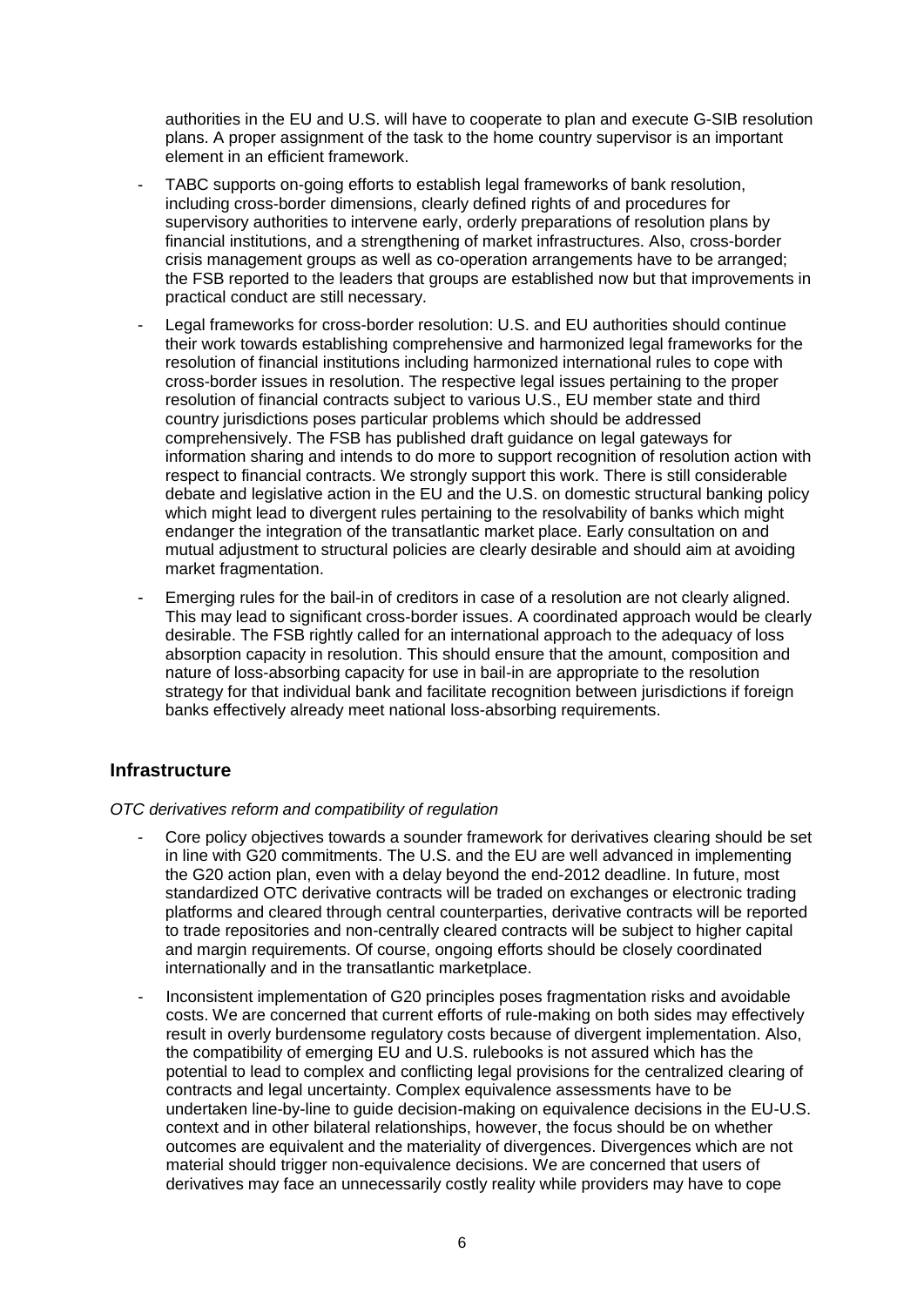authorities in the EU and U.S. will have to cooperate to plan and execute G-SIB resolution plans. A proper assignment of the task to the home country supervisor is an important element in an efficient framework.

- TABC supports on-going efforts to establish legal frameworks of bank resolution, including cross-border dimensions, clearly defined rights of and procedures for supervisory authorities to intervene early, orderly preparations of resolution plans by financial institutions, and a strengthening of market infrastructures. Also, cross-border crisis management groups as well as co-operation arrangements have to be arranged; the FSB reported to the leaders that groups are established now but that improvements in practical conduct are still necessary.
- Legal frameworks for cross-border resolution: U.S. and EU authorities should continue their work towards establishing comprehensive and harmonized legal frameworks for the resolution of financial institutions including harmonized international rules to cope with cross-border issues in resolution. The respective legal issues pertaining to the proper resolution of financial contracts subject to various U.S., EU member state and third country jurisdictions poses particular problems which should be addressed comprehensively. The FSB has published draft guidance on legal gateways for information sharing and intends to do more to support recognition of resolution action with respect to financial contracts. We strongly support this work. There is still considerable debate and legislative action in the EU and the U.S. on domestic structural banking policy which might lead to divergent rules pertaining to the resolvability of banks which might endanger the integration of the transatlantic market place. Early consultation on and mutual adjustment to structural policies are clearly desirable and should aim at avoiding market fragmentation.
- Emerging rules for the bail-in of creditors in case of a resolution are not clearly aligned. This may lead to significant cross-border issues. A coordinated approach would be clearly desirable. The FSB rightly called for an international approach to the adequacy of loss absorption capacity in resolution. This should ensure that the amount, composition and nature of loss-absorbing capacity for use in bail-in are appropriate to the resolution strategy for that individual bank and facilitate recognition between jurisdictions if foreign banks effectively already meet national loss-absorbing requirements.

## Infrastructure

*OTC derivatives reform and compatibility of regulation*

- Core policy objectives towards a sounder framework for derivatives clearing should be set in line with G20 commitments. The U.S. and the EU are well advanced in implementing the G20 action plan, even with a delay beyond the end-2012 deadline. In future, most standardized OTC derivative contracts will be traded on exchanges or electronic trading platforms and cleared through central counterparties, derivative contracts will be reported to trade repositories and non-centrally cleared contracts will be subject to higher capital and margin requirements. Of course, ongoing efforts should be closely coordinated internationally and in the transatlantic marketplace.
- Inconsistent implementation of G20 principles poses fragmentation risks and avoidable costs. We are concerned that current efforts of rule-making on both sides may effectively result in overly burdensome regulatory costs because of divergent implementation. Also, the compatibility of emerging EU and U.S. rulebooks is not assured which has the potential to lead to complex and conflicting legal provisions for the centralized clearing of contracts and legal uncertainty. Complex equivalence assessments have to be undertaken line-by-line to guide decision-making on equivalence decisions in the EU-U.S. context and in other bilateral relationships, however, the focus should be on whether outcomes are equivalent and the materiality of divergences. Divergences which are not material should trigger non-equivalence decisions. We are concerned that users of derivatives may face an unnecessarily costly reality while providers may have to cope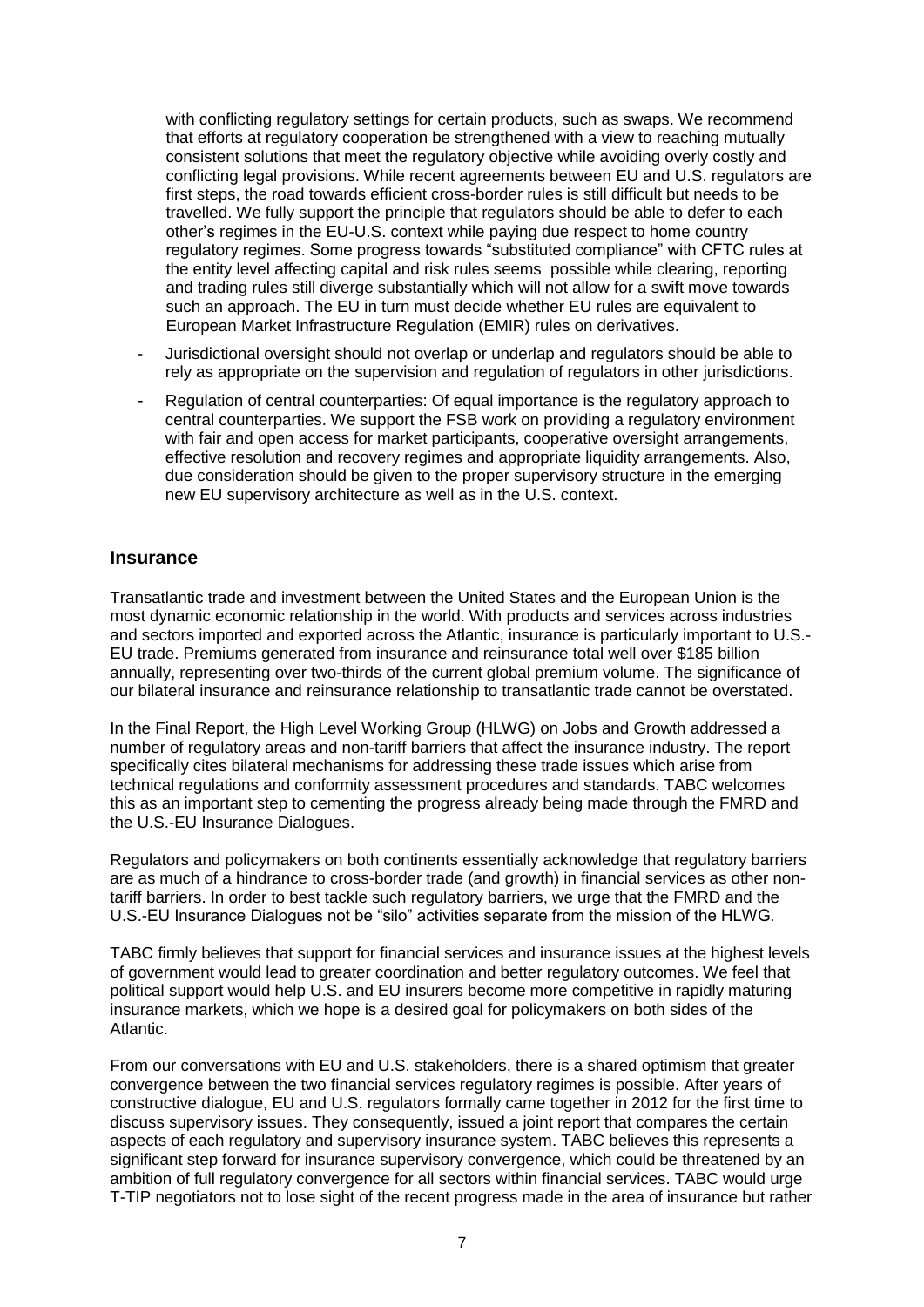with conflicting regulatory settings for certain products, such as swaps. We recommend that efforts at regulatory cooperation be strengthened with a view to reaching mutually consistent solutions that meet the regulatory objective while avoiding overly costly and conflicting legal provisions. While recent agreements between EU and U.S. regulators are first steps, the road towards efficient cross-border rules is still difficult but needs to be travelled. We fully support the principle that regulators should be able to defer to each other's regimes in the EU-U.S. context while paying due respect to home country regulatory regimes. Some progress towards "substituted compliance" with CFTC rules at the entity level affecting capital and risk rules seems possible while clearing, reporting and trading rules still diverge substantially which will not allow for a swift move towards such an approach. The EU in turn must decide whether EU rules are equivalent to European Market Infrastructure Regulation (EMIR) rules on derivatives.

- Jurisdictional oversight should not overlap or underlap and regulators should be able to rely as appropriate on the supervision and regulation of regulators in other jurisdictions.
- Regulation of central counterparties: Of equal importance is the regulatory approach to central counterparties. We support the FSB work on providing a regulatory environment with fair and open access for market participants, cooperative oversight arrangements, effective resolution and recovery regimes and appropriate liquidity arrangements. Also, due consideration should be given to the proper supervisory structure in the emerging new EU supervisory architecture as well as in the U.S. context.

## Insurance

Transatlantic trade and investment between the United States and the European Union is the most dynamic economic relationship in the world. With products and services across industries and sectors imported and exported across the Atlantic, insurance is particularly important to U.S.-EU trade. Premiums generated from insurance and reinsurance total well over $185 billion annually, representing over two-thirds of the current global premium volume. The significance of our bilateral insurance and reinsurance relationship to transatlantic trade cannot be overstated.

In the Final Report, the High Level Working Group (HLWG) on Jobs and Growth addressed a number of regulatory areas and non-tariff barriers that affect the insurance industry. The report specifically cites bilateral mechanisms for addressing these trade issues which arise from technical regulations and conformity assessment procedures and standards. TABC welcomes this as an important step to cementing the progress already being made through the FMRD and the U.S.-EU Insurance Dialogues.

Regulators and policymakers on both continents essentially acknowledge that regulatory barriers are as much of a hindrance to cross-border trade (and growth) in financial services as other non-tariff barriers. In order to best tackle such regulatory barriers, we urge that the FMRD and the U.S.-EU Insurance Dialogues not be "silo" activities separate from the mission of the HLWG.

TABC firmly believes that support for financial services and insurance issues at the highest levels of government would lead to greater coordination and better regulatory outcomes. We feel that political support would help U.S. and EU insurers become more competitive in rapidly maturing insurance markets, which we hope is a desired goal for policymakers on both sides of the Atlantic.

From our conversations with EU and U.S. stakeholders, there is a shared optimism that greater convergence between the two financial services regulatory regimes is possible. After years of constructive dialogue, EU and U.S. regulators formally came together in 2012 for the first time to discuss supervisory issues. They consequently, issued a joint report that compares the certain aspects of each regulatory and supervisory insurance system. TABC believes this represents a significant step forward for insurance supervisory convergence, which could be threatened by an ambition of full regulatory convergence for all sectors within financial services. TABC would urge T-TIP negotiators not to lose sight of the recent progress made in the area of insurance but rather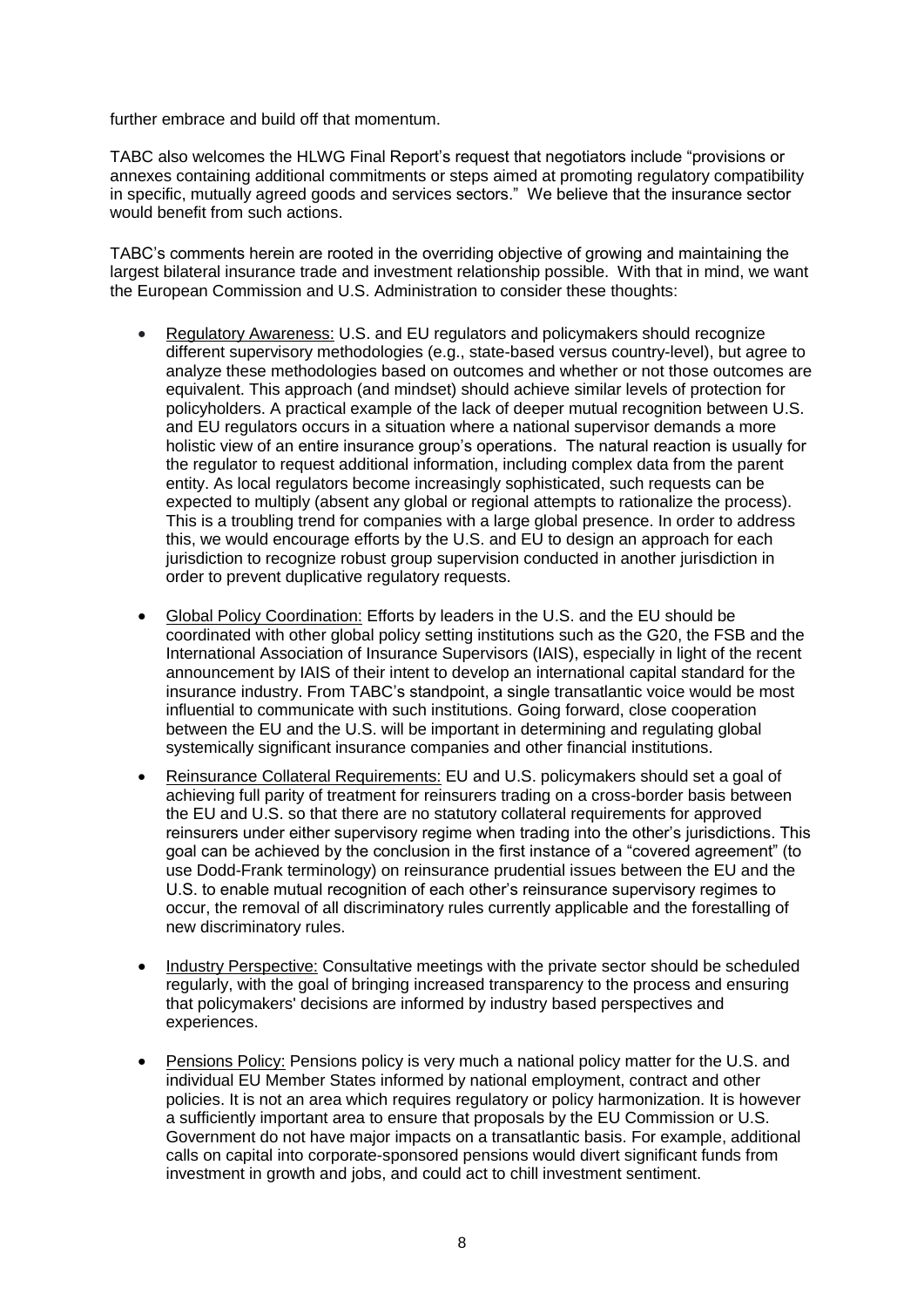further embrace and build off that momentum.

TABC also welcomes the HLWG Final Report's request that negotiators include "provisions or annexes containing additional commitments or steps aimed at promoting regulatory compatibility in specific, mutually agreed goods and services sectors." We believe that the insurance sector would benefit from such actions.

TABC's comments herein are rooted in the overriding objective of growing and maintaining the largest bilateral insurance trade and investment relationship possible. With that in mind, we want the European Commission and U.S. Administration to consider these thoughts:

- Regulatory Awareness: U.S. and EU regulators and policymakers should recognize different supervisory methodologies (e.g., state-based versus country-level), but agree to analyze these methodologies based on outcomes and whether or not those outcomes are equivalent. This approach (and mindset) should achieve similar levels of protection for policyholders. A practical example of the lack of deeper mutual recognition between U.S. and EU regulators occurs in a situation where a national supervisor demands a more holistic view of an entire insurance group's operations. The natural reaction is usually for the regulator to request additional information, including complex data from the parent entity. As local regulators become increasingly sophisticated, such requests can be expected to multiply (absent any global or regional attempts to rationalize the process). This is a troubling trend for companies with a large global presence. In order to address this, we would encourage efforts by the U.S. and EU to design an approach for each jurisdiction to recognize robust group supervision conducted in another jurisdiction in order to prevent duplicative regulatory requests.

- Global Policy Coordination: Efforts by leaders in the U.S. and the EU should be coordinated with other global policy setting institutions such as the G20, the FSB and the International Association of Insurance Supervisors (IAIS), especially in light of the recent announcement by IAIS of their intent to develop an international capital standard for the insurance industry. From TABC's standpoint, a single transatlantic voice would be most influential to communicate with such institutions. Going forward, close cooperation between the EU and the U.S. will be important in determining and regulating global systemically significant insurance companies and other financial institutions.

- Reinsurance Collateral Requirements: EU and U.S. policymakers should set a goal of achieving full parity of treatment for reinsurers trading on a cross-border basis between the EU and U.S. so that there are no statutory collateral requirements for approved reinsurers under either supervisory regime when trading into the other's jurisdictions. This goal can be achieved by the conclusion in the first instance of a "covered agreement" (to use Dodd-Frank terminology) on reinsurance prudential issues between the EU and the U.S. to enable mutual recognition of each other's reinsurance supervisory regimes to occur, the removal of all discriminatory rules currently applicable and the forestalling of new discriminatory rules.

- Industry Perspective: Consultative meetings with the private sector should be scheduled regularly, with the goal of bringing increased transparency to the process and ensuring that policymakers' decisions are informed by industry based perspectives and experiences.

- Pensions Policy: Pensions policy is very much a national policy matter for the U.S. and individual EU Member States informed by national employment, contract and other policies. It is not an area which requires regulatory or policy harmonization. It is however a sufficiently important area to ensure that proposals by the EU Commission or U.S. Government do not have major impacts on a transatlantic basis. For example, additional calls on capital into corporate-sponsored pensions would divert significant funds from investment in growth and jobs, and could act to chill investment sentiment.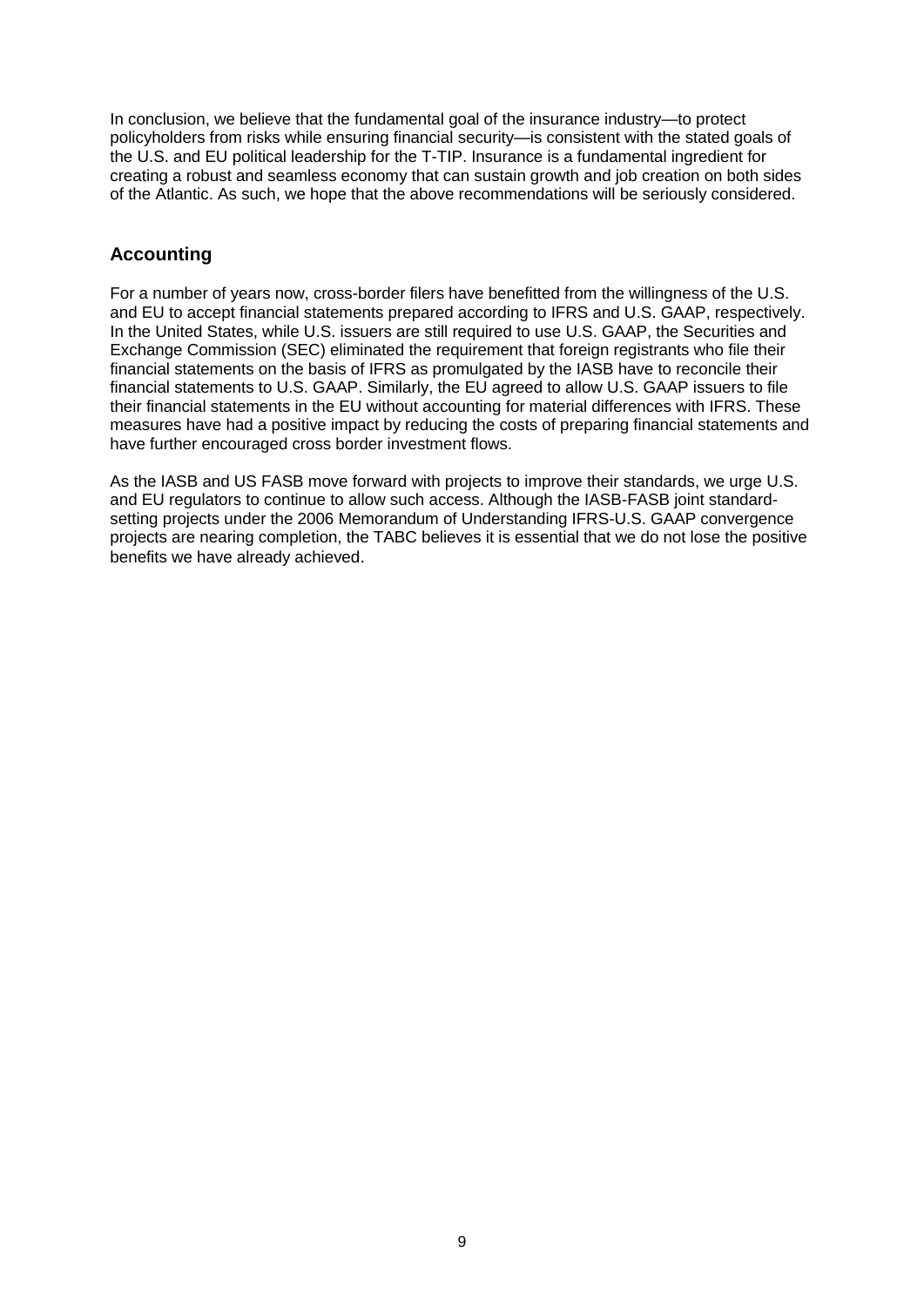In conclusion, we believe that the fundamental goal of the insurance industry—to protect policyholders from risks while ensuring financial security—is consistent with the stated goals of the U.S. and EU political leadership for the T-TIP. Insurance is a fundamental ingredient for creating a robust and seamless economy that can sustain growth and job creation on both sides of the Atlantic. As such, we hope that the above recommendations will be seriously considered.

## Accounting

For a number of years now, cross-border filers have benefitted from the willingness of the U.S. and EU to accept financial statements prepared according to IFRS and U.S. GAAP, respectively. In the United States, while U.S. issuers are still required to use U.S. GAAP, the Securities and Exchange Commission (SEC) eliminated the requirement that foreign registrants who file their financial statements on the basis of IFRS as promulgated by the IASB have to reconcile their financial statements to U.S. GAAP. Similarly, the EU agreed to allow U.S. GAAP issuers to file their financial statements in the EU without accounting for material differences with IFRS. These measures have had a positive impact by reducing the costs of preparing financial statements and have further encouraged cross border investment flows.

As the IASB and US FASB move forward with projects to improve their standards, we urge U.S. and EU regulators to continue to allow such access. Although the IASB-FASB joint standard-setting projects under the 2006 Memorandum of Understanding IFRS-U.S. GAAP convergence projects are nearing completion, the TABC believes it is essential that we do not lose the positive benefits we have already achieved.